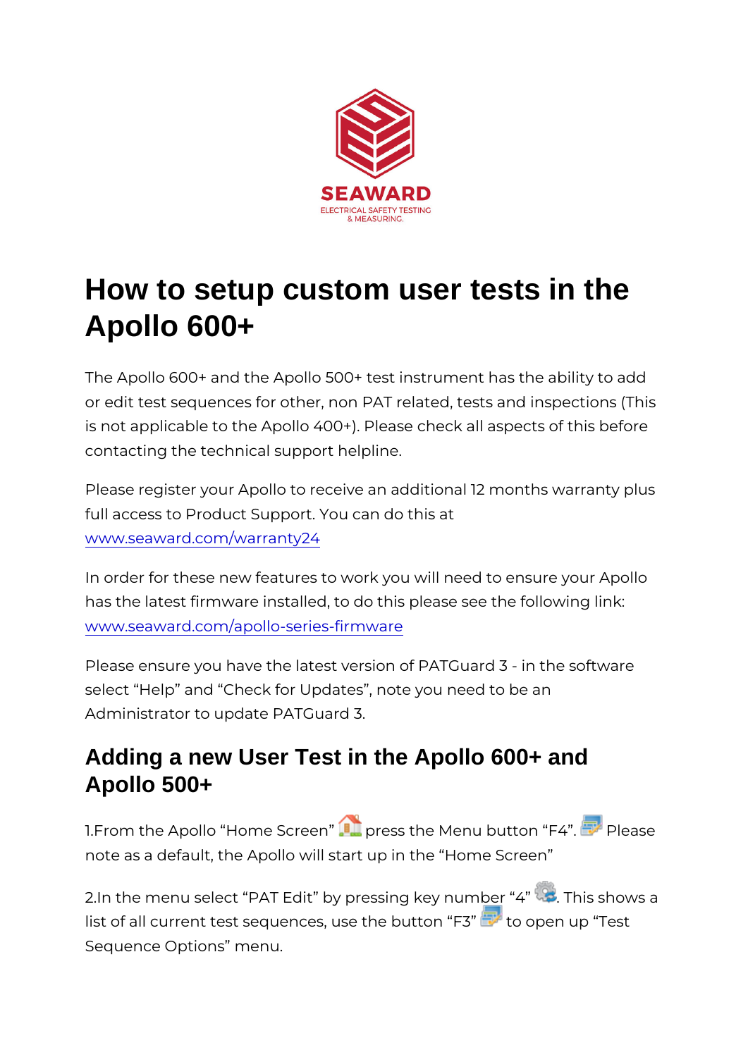SEAWARD
ELECTRICAL SAFETY TESTING
& MEASURING.

# How to setup custom user tests in the Apollo 600+

The Apollo 600+ and the Apollo 500+ test instrument has the ability to add or edit test sequences for other, non PAT related, tests and inspections (This is not applicable to the Apollo 400+). Please check all aspects of this before contacting the technical support helpline.

Please register your Apollo to receive an additional 12 months warranty plus full access to Product Support. You can do this at [www.seaward.com/warranty24](www.seaward.com/warranty24)

In order for these new features to work you will need to ensure your Apollo has the latest firmware installed, to do this please see the following link: [www.seaward.com/apollo-series-firmware](www.seaward.com/apollo-series-firmware)

Please ensure you have the latest version of PATGuard 3 - in the software select “Help” and “Check for Updates”, note you need to be an Administrator to update PATGuard 3.

## Adding a new User Test in the Apollo 600+ and Apollo 500+

1.From the Apollo “Home Screen” press the Menu button “F4”. Please note as a default, the Apollo will start up in the “Home Screen”

2.In the menu select “PAT Edit” by pressing key number “4”. This shows a list of all current test sequences, use the button “F3” to open up “Test Sequence Options” menu.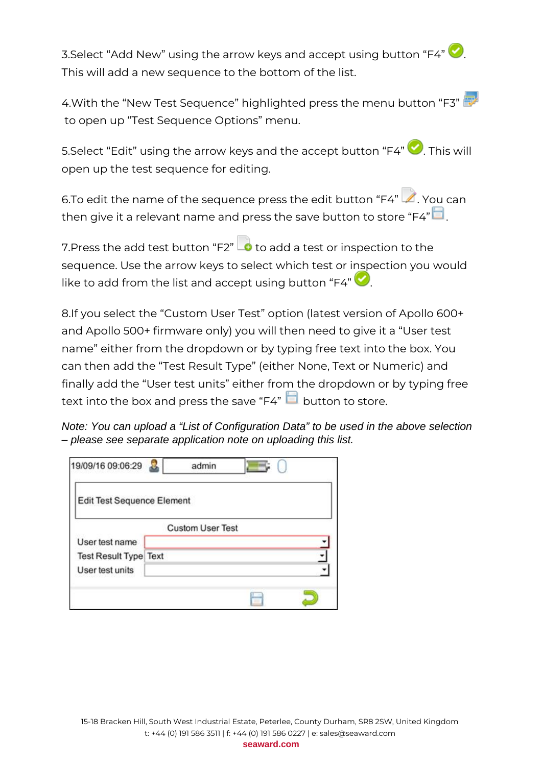3.Select “Add New” using the arrow keys and accept using button “F4”. This will add a new sequence to the bottom of the list.

4.With the “New Test Sequence” highlighted press the menu button “F3” to open up “Test Sequence Options” menu.

5.Select “Edit” using the arrow keys and the accept button “F4”. This will open up the test sequence for editing.

6.To edit the name of the sequence press the edit button “F4”. You can then give it a relevant name and press the save button to store “F4”.

7.Press the add test button “F2” to add a test or inspection to the sequence. Use the arrow keys to select which test or inspection you would like to add from the list and accept using button “F4”.

8.If you select the “Custom User Test” option (latest version of Apollo 600+ and Apollo 500+ firmware only) you will then need to give it a “User test name” either from the dropdown or by typing free text into the box. You can then add the “Test Result Type” (either None, Text or Numeric) and finally add the “User test units” either from the dropdown or by typing free text into the box and press the save “F4” button to store.

*Note: You can upload a “List of Configuration Data” to be used in the above selection – please see separate application note on uploading this list.*

19/09/16 09:06:29 admin

Edit Test Sequence Element

Custom User Test

User test name

Test Result Type Text

User test units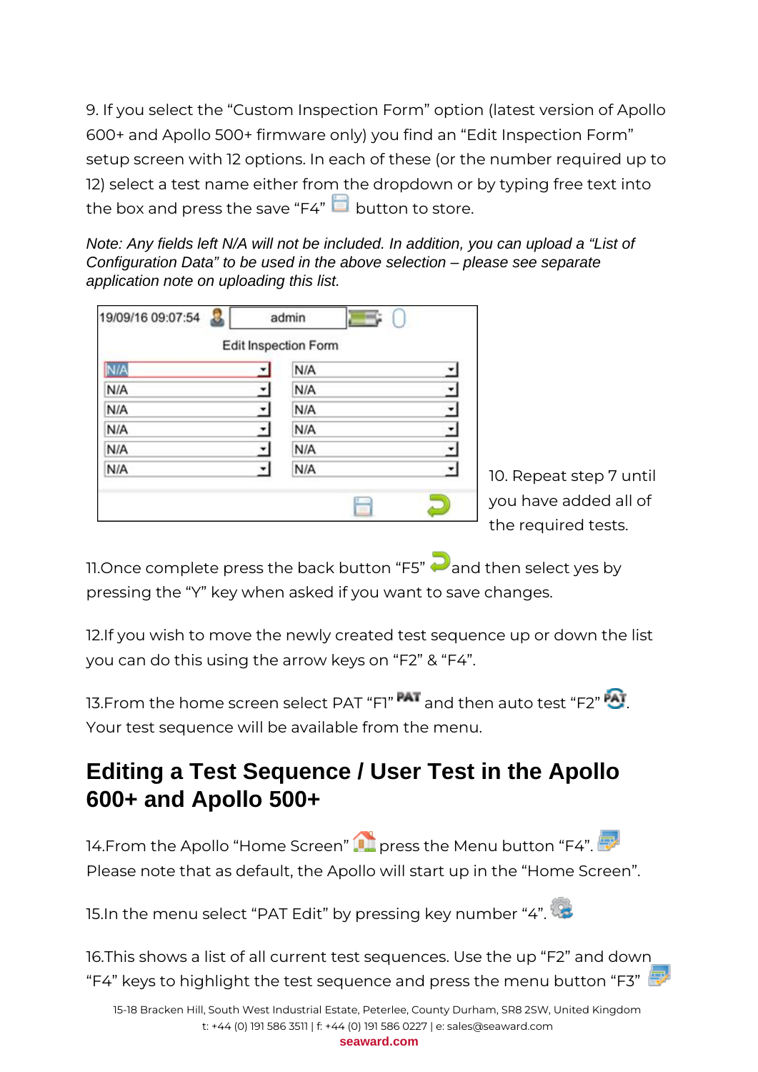9. If you select the “Custom Inspection Form” option (latest version of Apollo 600+ and Apollo 500+ firmware only) you find an “Edit Inspection Form” setup screen with 12 options. In each of these (or the number required up to 12) select a test name either from the dropdown or by typing free text into the box and press the save “F4” button to store.

*Note: Any fields left N/A will not be included. In addition, you can upload a “List of Configuration Data” to be used in the above selection – please see separate application note on uploading this list.*

10. Repeat step 7 until you have added all of the required tests.

11.Once complete press the back button “F5” and then select yes by pressing the “Y” key when asked if you want to save changes.

12.If you wish to move the newly created test sequence up or down the list you can do this using the arrow keys on “F2” & “F4”.

13.From the home screen select PAT “F1” and then auto test “F2”. Your test sequence will be available from the menu.

## Editing a Test Sequence / User Test in the Apollo 600+ and Apollo 500+

14.From the Apollo “Home Screen” press the Menu button “F4”. Please note that as default, the Apollo will start up in the “Home Screen”.

15.In the menu select “PAT Edit” by pressing key number “4”.

16.This shows a list of all current test sequences. Use the up “F2” and down “F4” keys to highlight the test sequence and press the menu button “F3”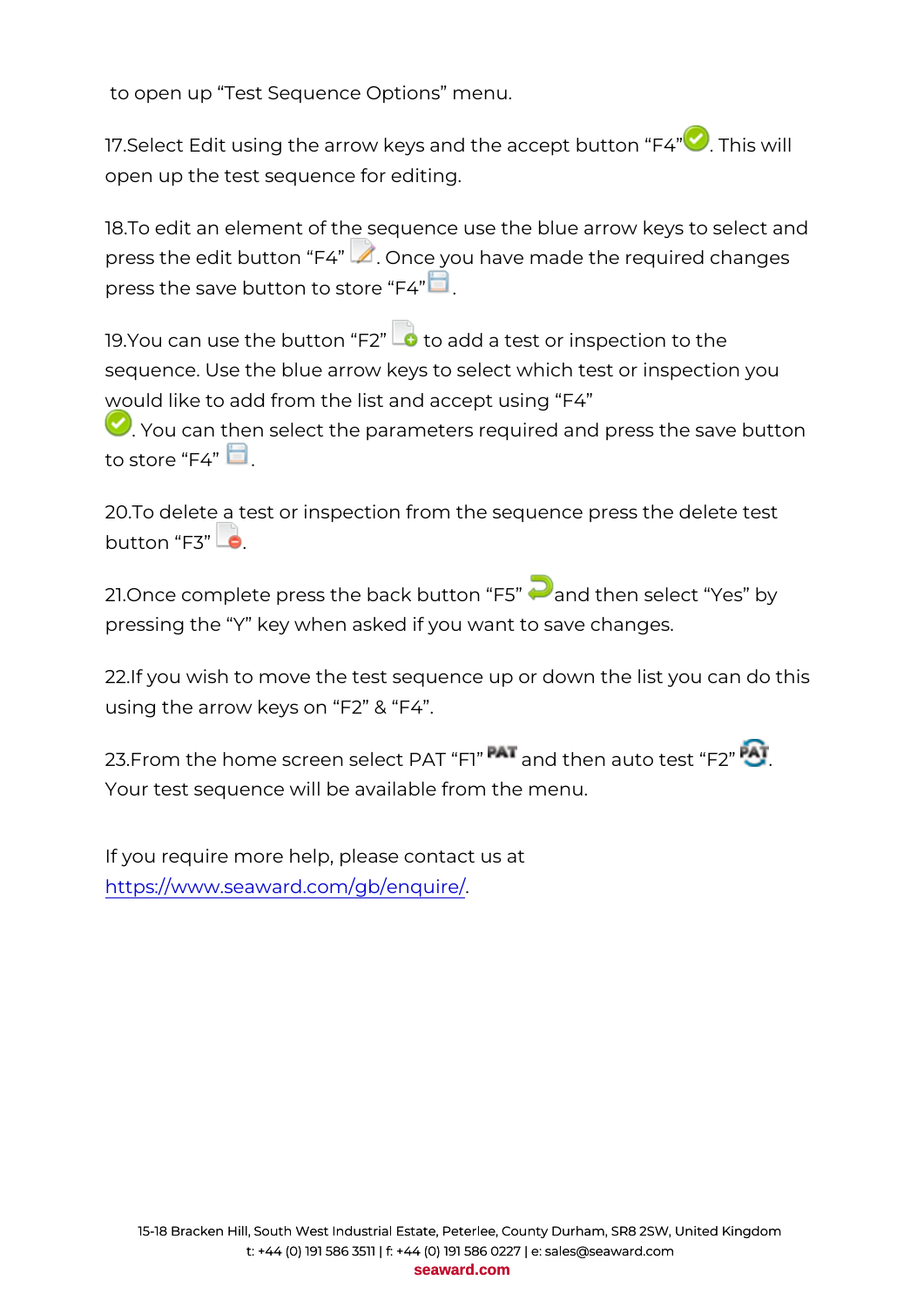to open up “Test Sequence Options” menu.

17. Select Edit using the arrow keys and the accept button “F4”. This will open up the test sequence for editing.

18. To edit an element of the sequence use the blue arrow keys to select and press the edit button “F4”. Once you have made the required changes press the save button to store “F4”.

19. You can use the button “F2” to add a test or inspection to the sequence. Use the blue arrow keys to select which test or inspection you would like to add from the list and accept using “F4”. You can then select the parameters required and press the save button to store “F4”.

20. To delete a test or inspection from the sequence press the delete test button “F3”.

21. Once complete press the back button “F5” and then select “Yes” by pressing the “Y” key when asked if you want to save changes.

22. If you wish to move the test sequence up or down the list you can do this using the arrow keys on “F2” & “F4”.

23. From the home screen select PAT “F1” PAT and then auto test “F2” PAT. Your test sequence will be available from the menu.

If you require more help, please contact us at [https://www.seaward.com/gb/enquire/](https://www.seaward.com/gb/enquire/).

15-18 Bracken Hill, South West Industrial Estate, Peterlee, County Durham, SR8 2SW, United Kingdom
t: +44 (0) 191 586 3511 | f: +44 (0) 191 586 0227 | e: sales@seaward.com
seaward.com